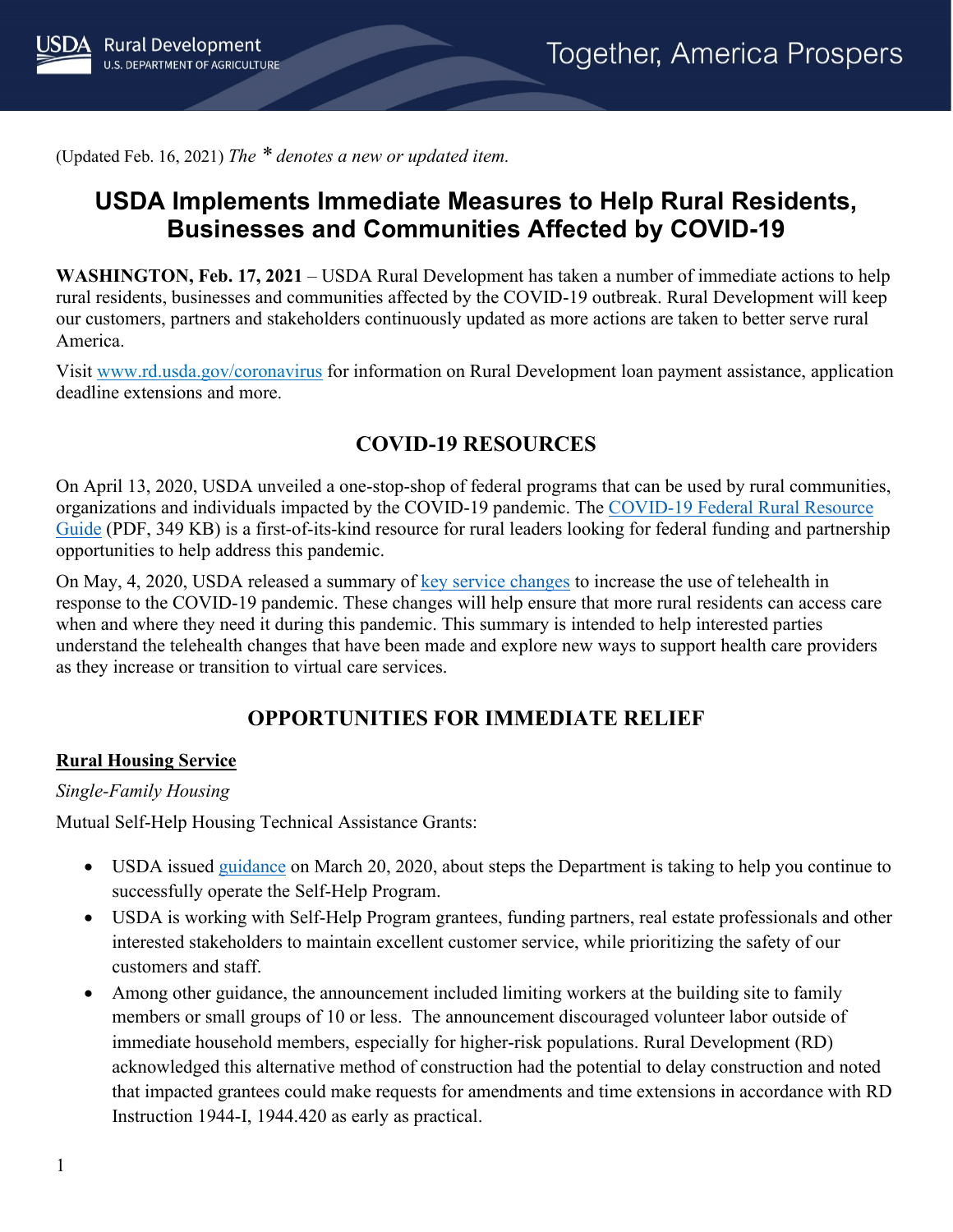(Updated Feb. 16, 2021) *The * denotes a new or updated item.*

# USDA Implements Immediate Measures to Help Rural Residents, Businesses and Communities Affected by COVID-19

**WASHINGTON, Feb. 17, 2021** – USDA Rural Development has taken a number of immediate actions to help rural residents, businesses and communities affected by the COVID-19 outbreak. Rural Development will keep our customers, partners and stakeholders continuously updated as more actions are taken to better serve rural America.

Visit [www.rd.usda.gov/coronavirus](www.rd.usda.gov/coronavirus) for information on Rural Development loan payment assistance, application deadline extensions and more.

## COVID-19 RESOURCES

On April 13, 2020, USDA unveiled a one-stop-shop of federal programs that can be used by rural communities, organizations and individuals impacted by the COVID-19 pandemic. The [COVID-19 Federal Rural Resource Guide]() (PDF, 349 KB) is a first-of-its-kind resource for rural leaders looking for federal funding and partnership opportunities to help address this pandemic.

On May, 4, 2020, USDA released a summary of [key service changes]() to increase the use of telehealth in response to the COVID-19 pandemic. These changes will help ensure that more rural residents can access care when and where they need it during this pandemic. This summary is intended to help interested parties understand the telehealth changes that have been made and explore new ways to support health care providers as they increase or transition to virtual care services.

## OPPORTUNITIES FOR IMMEDIATE RELIEF

### Rural Housing Service

*Single-Family Housing*

Mutual Self-Help Housing Technical Assistance Grants:

- USDA issued [guidance]() on March 20, 2020, about steps the Department is taking to help you continue to successfully operate the Self-Help Program.
- USDA is working with Self-Help Program grantees, funding partners, real estate professionals and other interested stakeholders to maintain excellent customer service, while prioritizing the safety of our customers and staff.
- Among other guidance, the announcement included limiting workers at the building site to family members or small groups of 10 or less. The announcement discouraged volunteer labor outside of immediate household members, especially for higher-risk populations. Rural Development (RD) acknowledged this alternative method of construction had the potential to delay construction and noted that impacted grantees could make requests for amendments and time extensions in accordance with RD Instruction 1944-I, 1944.420 as early as practical.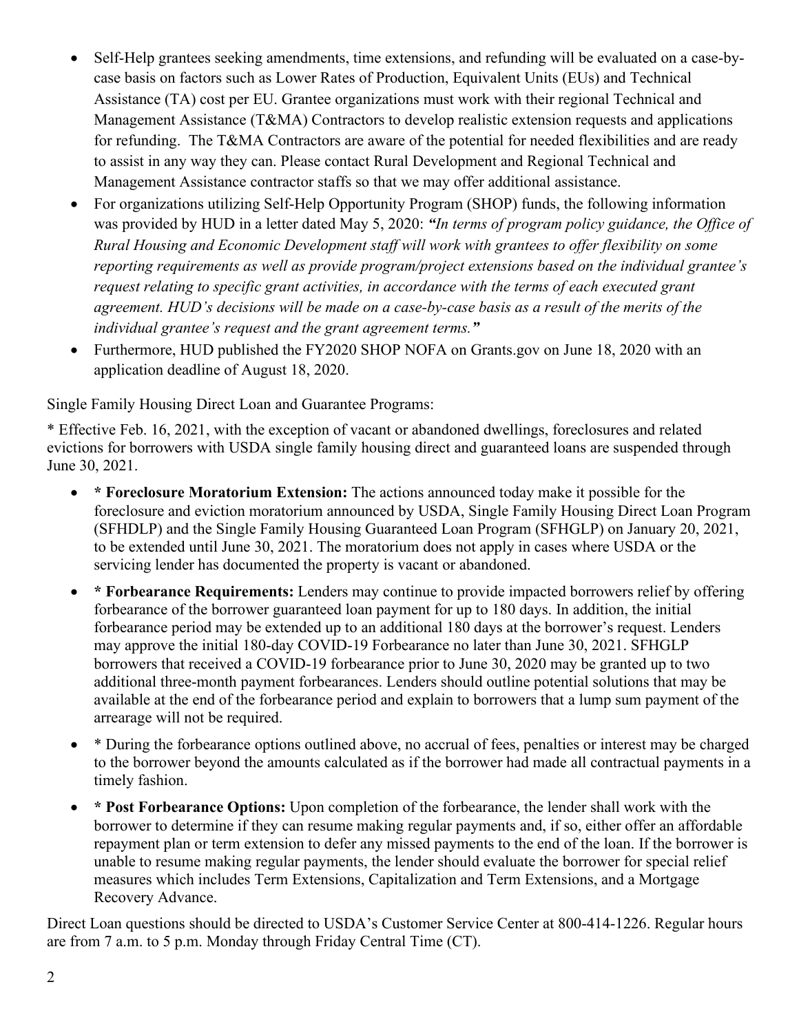- Self-Help grantees seeking amendments, time extensions, and refunding will be evaluated on a case-by-case basis on factors such as Lower Rates of Production, Equivalent Units (EUs) and Technical Assistance (TA) cost per EU. Grantee organizations must work with their regional Technical and Management Assistance (T&MA) Contractors to develop realistic extension requests and applications for refunding. The T&MA Contractors are aware of the potential for needed flexibilities and are ready to assist in any way they can. Please contact Rural Development and Regional Technical and Management Assistance contractor staffs so that we may offer additional assistance.
- For organizations utilizing Self-Help Opportunity Program (SHOP) funds, the following information was provided by HUD in a letter dated May 5, 2020: ***"**In terms of program policy guidance, the Office of Rural Housing and Economic Development staff will work with grantees to offer flexibility on some reporting requirements as well as provide program/project extensions based on the individual grantee's request relating to specific grant activities, in accordance with the terms of each executed grant agreement. HUD's decisions will be made on a case-by-case basis as a result of the merits of the individual grantee's request and the grant agreement terms.**"***
- Furthermore, HUD published the FY2020 SHOP NOFA on Grants.gov on June 18, 2020 with an application deadline of August 18, 2020.

Single Family Housing Direct Loan and Guarantee Programs:

* Effective Feb. 16, 2021, with the exception of vacant or abandoned dwellings, foreclosures and related evictions for borrowers with USDA single family housing direct and guaranteed loans are suspended through June 30, 2021.

- **\* Foreclosure Moratorium Extension:** The actions announced today make it possible for the foreclosure and eviction moratorium announced by USDA, Single Family Housing Direct Loan Program (SFHDLP) and the Single Family Housing Guaranteed Loan Program (SFHGLP) on January 20, 2021, to be extended until June 30, 2021. The moratorium does not apply in cases where USDA or the servicing lender has documented the property is vacant or abandoned.
- **\* Forbearance Requirements:** Lenders may continue to provide impacted borrowers relief by offering forbearance of the borrower guaranteed loan payment for up to 180 days. In addition, the initial forbearance period may be extended up to an additional 180 days at the borrower's request. Lenders may approve the initial 180-day COVID-19 Forbearance no later than June 30, 2021. SFHGLP borrowers that received a COVID-19 forbearance prior to June 30, 2020 may be granted up to two additional three-month payment forbearances. Lenders should outline potential solutions that may be available at the end of the forbearance period and explain to borrowers that a lump sum payment of the arrearage will not be required.
- \* During the forbearance options outlined above, no accrual of fees, penalties or interest may be charged to the borrower beyond the amounts calculated as if the borrower had made all contractual payments in a timely fashion.
- **\* Post Forbearance Options:** Upon completion of the forbearance, the lender shall work with the borrower to determine if they can resume making regular payments and, if so, either offer an affordable repayment plan or term extension to defer any missed payments to the end of the loan. If the borrower is unable to resume making regular payments, the lender should evaluate the borrower for special relief measures which includes Term Extensions, Capitalization and Term Extensions, and a Mortgage Recovery Advance.

Direct Loan questions should be directed to USDA's Customer Service Center at 800-414-1226. Regular hours are from 7 a.m. to 5 p.m. Monday through Friday Central Time (CT).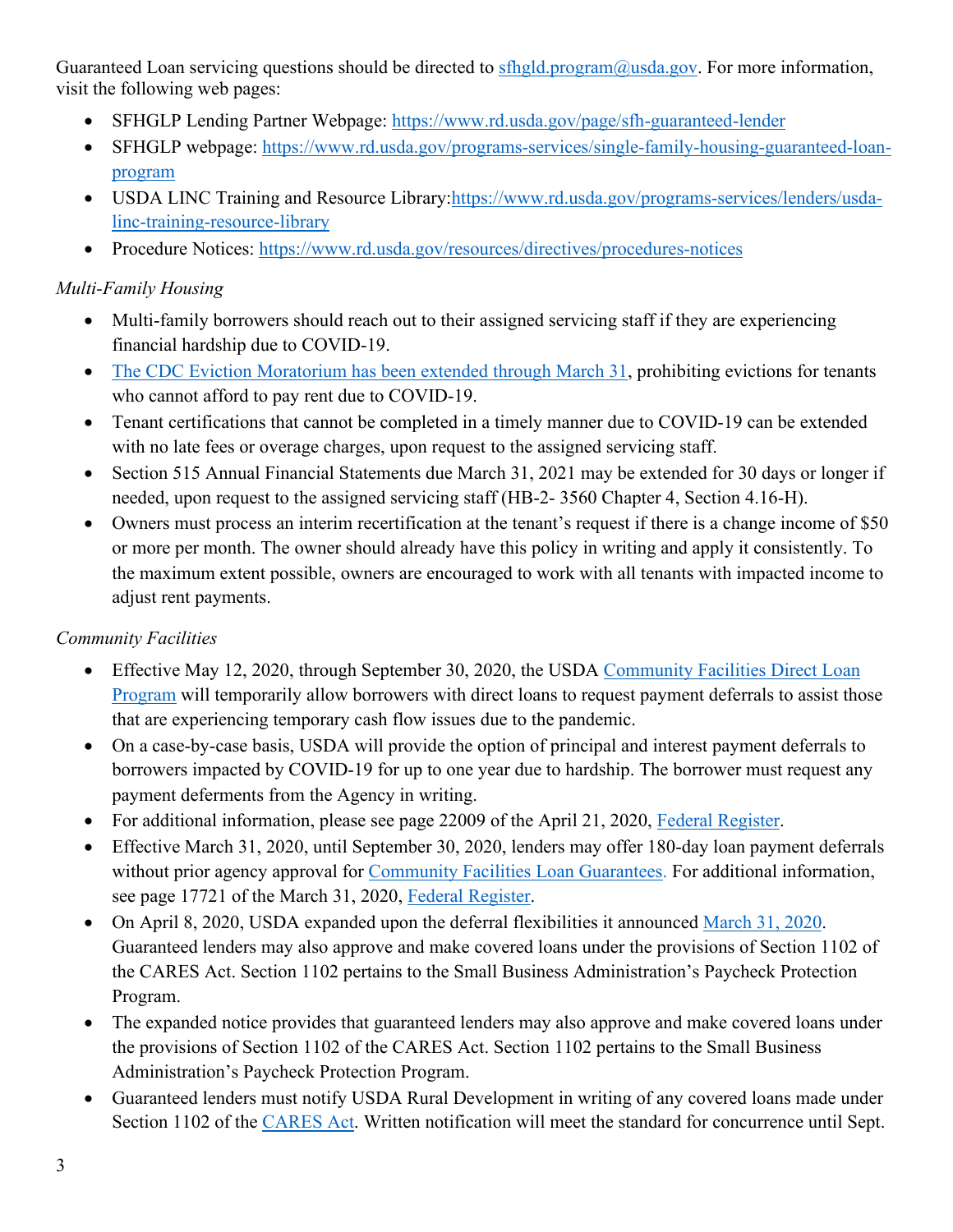Guaranteed Loan servicing questions should be directed to [sfhgld.program@usda.gov](mailto:sfhgld.program@usda.gov). For more information, visit the following web pages:

- SFHGLP Lending Partner Webpage: [https://www.rd.usda.gov/page/sfh-guaranteed-lender](https://www.rd.usda.gov/page/sfh-guaranteed-lender)
- SFHGLP webpage: [https://www.rd.usda.gov/programs-services/single-family-housing-guaranteed-loan-program](https://www.rd.usda.gov/programs-services/single-family-housing-guaranteed-loan-program)
- USDA LINC Training and Resource Library:[https://www.rd.usda.gov/programs-services/lenders/usda-linc-training-resource-library](https://www.rd.usda.gov/programs-services/lenders/usda-linc-training-resource-library)
- Procedure Notices: [https://www.rd.usda.gov/resources/directives/procedures-notices](https://www.rd.usda.gov/resources/directives/procedures-notices)

*Multi-Family Housing*

- Multi-family borrowers should reach out to their assigned servicing staff if they are experiencing financial hardship due to COVID-19.
- The CDC Eviction Moratorium has been extended through March 31, prohibiting evictions for tenants who cannot afford to pay rent due to COVID-19.
- Tenant certifications that cannot be completed in a timely manner due to COVID-19 can be extended with no late fees or overage charges, upon request to the assigned servicing staff.
- Section 515 Annual Financial Statements due March 31, 2021 may be extended for 30 days or longer if needed, upon request to the assigned servicing staff (HB-2- 3560 Chapter 4, Section 4.16-H).
- Owners must process an interim recertification at the tenant's request if there is a change income of $50 or more per month. The owner should already have this policy in writing and apply it consistently. To the maximum extent possible, owners are encouraged to work with all tenants with impacted income to adjust rent payments.

*Community Facilities*

- Effective May 12, 2020, through September 30, 2020, the USDA Community Facilities Direct Loan Program will temporarily allow borrowers with direct loans to request payment deferrals to assist those that are experiencing temporary cash flow issues due to the pandemic.
- On a case-by-case basis, USDA will provide the option of principal and interest payment deferrals to borrowers impacted by COVID-19 for up to one year due to hardship. The borrower must request any payment deferments from the Agency in writing.
- For additional information, please see page 22009 of the April 21, 2020, Federal Register.
- Effective March 31, 2020, until September 30, 2020, lenders may offer 180-day loan payment deferrals without prior agency approval for Community Facilities Loan Guarantees. For additional information, see page 17721 of the March 31, 2020, Federal Register.
- On April 8, 2020, USDA expanded upon the deferral flexibilities it announced March 31, 2020. Guaranteed lenders may also approve and make covered loans under the provisions of Section 1102 of the CARES Act. Section 1102 pertains to the Small Business Administration's Paycheck Protection Program.
- The expanded notice provides that guaranteed lenders may also approve and make covered loans under the provisions of Section 1102 of the CARES Act. Section 1102 pertains to the Small Business Administration's Paycheck Protection Program.
- Guaranteed lenders must notify USDA Rural Development in writing of any covered loans made under Section 1102 of the CARES Act. Written notification will meet the standard for concurrence until Sept.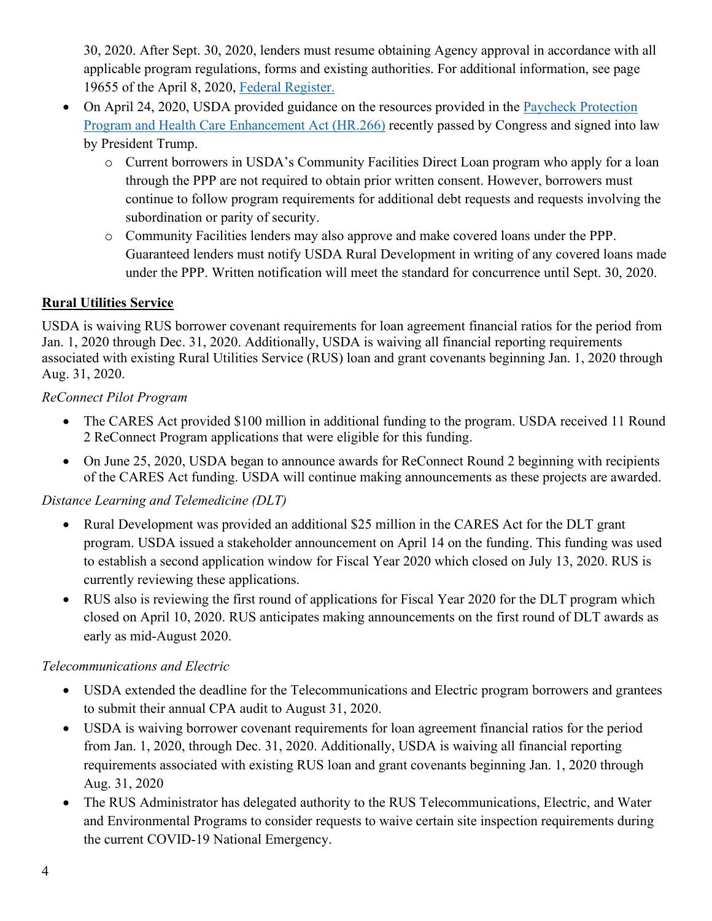30, 2020. After Sept. 30, 2020, lenders must resume obtaining Agency approval in accordance with all applicable program regulations, forms and existing authorities. For additional information, see page 19655 of the April 8, 2020, [Federal Register.](#)

- On April 24, 2020, USDA provided guidance on the resources provided in the [Paycheck Protection Program and Health Care Enhancement Act (HR.266)](#) recently passed by Congress and signed into law by President Trump.
  - Current borrowers in USDA's Community Facilities Direct Loan program who apply for a loan through the PPP are not required to obtain prior written consent. However, borrowers must continue to follow program requirements for additional debt requests and requests involving the subordination or parity of security.
  - Community Facilities lenders may also approve and make covered loans under the PPP. Guaranteed lenders must notify USDA Rural Development in writing of any covered loans made under the PPP. Written notification will meet the standard for concurrence until Sept. 30, 2020.

## Rural Utilities Service

USDA is waiving RUS borrower covenant requirements for loan agreement financial ratios for the period from Jan. 1, 2020 through Dec. 31, 2020. Additionally, USDA is waiving all financial reporting requirements associated with existing Rural Utilities Service (RUS) loan and grant covenants beginning Jan. 1, 2020 through Aug. 31, 2020.

### *ReConnect Pilot Program*

- The CARES Act provided $100 million in additional funding to the program. USDA received 11 Round 2 ReConnect Program applications that were eligible for this funding.
- On June 25, 2020, USDA began to announce awards for ReConnect Round 2 beginning with recipients of the CARES Act funding. USDA will continue making announcements as these projects are awarded.

### *Distance Learning and Telemedicine (DLT)*

- Rural Development was provided an additional $25 million in the CARES Act for the DLT grant program. USDA issued a stakeholder announcement on April 14 on the funding. This funding was used to establish a second application window for Fiscal Year 2020 which closed on July 13, 2020. RUS is currently reviewing these applications.
- RUS also is reviewing the first round of applications for Fiscal Year 2020 for the DLT program which closed on April 10, 2020. RUS anticipates making announcements on the first round of DLT awards as early as mid-August 2020.

### *Telecommunications and Electric*

- USDA extended the deadline for the Telecommunications and Electric program borrowers and grantees to submit their annual CPA audit to August 31, 2020.
- USDA is waiving borrower covenant requirements for loan agreement financial ratios for the period from Jan. 1, 2020, through Dec. 31, 2020. Additionally, USDA is waiving all financial reporting requirements associated with existing RUS loan and grant covenants beginning Jan. 1, 2020 through Aug. 31, 2020
- The RUS Administrator has delegated authority to the RUS Telecommunications, Electric, and Water and Environmental Programs to consider requests to waive certain site inspection requirements during the current COVID-19 National Emergency.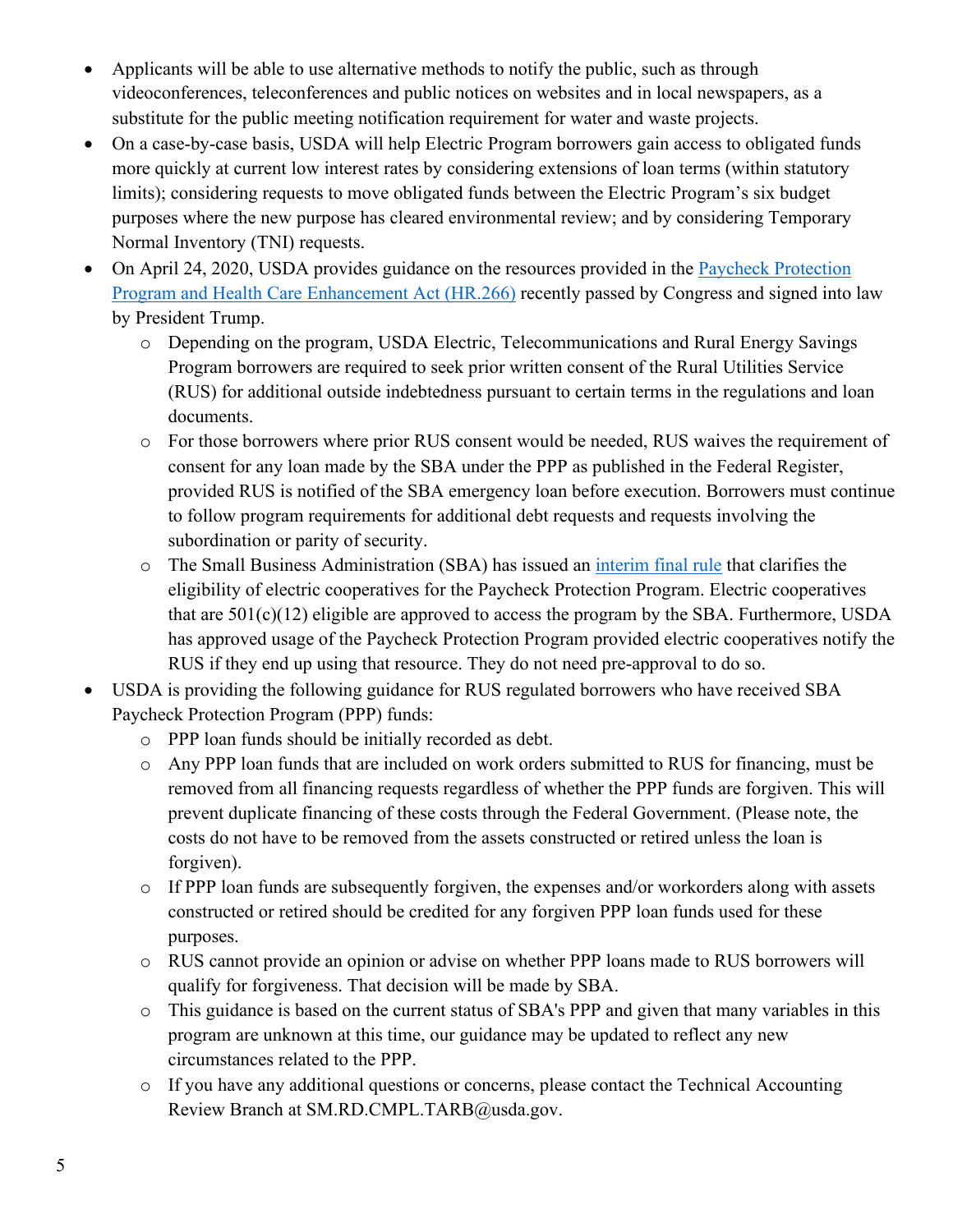- Applicants will be able to use alternative methods to notify the public, such as through videoconferences, teleconferences and public notices on websites and in local newspapers, as a substitute for the public meeting notification requirement for water and waste projects.
- On a case-by-case basis, USDA will help Electric Program borrowers gain access to obligated funds more quickly at current low interest rates by considering extensions of loan terms (within statutory limits); considering requests to move obligated funds between the Electric Program's six budget purposes where the new purpose has cleared environmental review; and by considering Temporary Normal Inventory (TNI) requests.
- On April 24, 2020, USDA provides guidance on the resources provided in the Paycheck Protection Program and Health Care Enhancement Act (HR.266) recently passed by Congress and signed into law by President Trump.
    - Depending on the program, USDA Electric, Telecommunications and Rural Energy Savings Program borrowers are required to seek prior written consent of the Rural Utilities Service (RUS) for additional outside indebtedness pursuant to certain terms in the regulations and loan documents.
    - For those borrowers where prior RUS consent would be needed, RUS waives the requirement of consent for any loan made by the SBA under the PPP as published in the Federal Register, provided RUS is notified of the SBA emergency loan before execution. Borrowers must continue to follow program requirements for additional debt requests and requests involving the subordination or parity of security.
    - The Small Business Administration (SBA) has issued an interim final rule that clarifies the eligibility of electric cooperatives for the Paycheck Protection Program. Electric cooperatives that are 501(c)(12) eligible are approved to access the program by the SBA. Furthermore, USDA has approved usage of the Paycheck Protection Program provided electric cooperatives notify the RUS if they end up using that resource. They do not need pre-approval to do so.
- USDA is providing the following guidance for RUS regulated borrowers who have received SBA Paycheck Protection Program (PPP) funds:
    - PPP loan funds should be initially recorded as debt.
    - Any PPP loan funds that are included on work orders submitted to RUS for financing, must be removed from all financing requests regardless of whether the PPP funds are forgiven. This will prevent duplicate financing of these costs through the Federal Government. (Please note, the costs do not have to be removed from the assets constructed or retired unless the loan is forgiven).
    - If PPP loan funds are subsequently forgiven, the expenses and/or workorders along with assets constructed or retired should be credited for any forgiven PPP loan funds used for these purposes.
    - RUS cannot provide an opinion or advise on whether PPP loans made to RUS borrowers will qualify for forgiveness. That decision will be made by SBA.
    - This guidance is based on the current status of SBA's PPP and given that many variables in this program are unknown at this time, our guidance may be updated to reflect any new circumstances related to the PPP.
    - If you have any additional questions or concerns, please contact the Technical Accounting Review Branch at SM.RD.CMPL.TARB@usda.gov.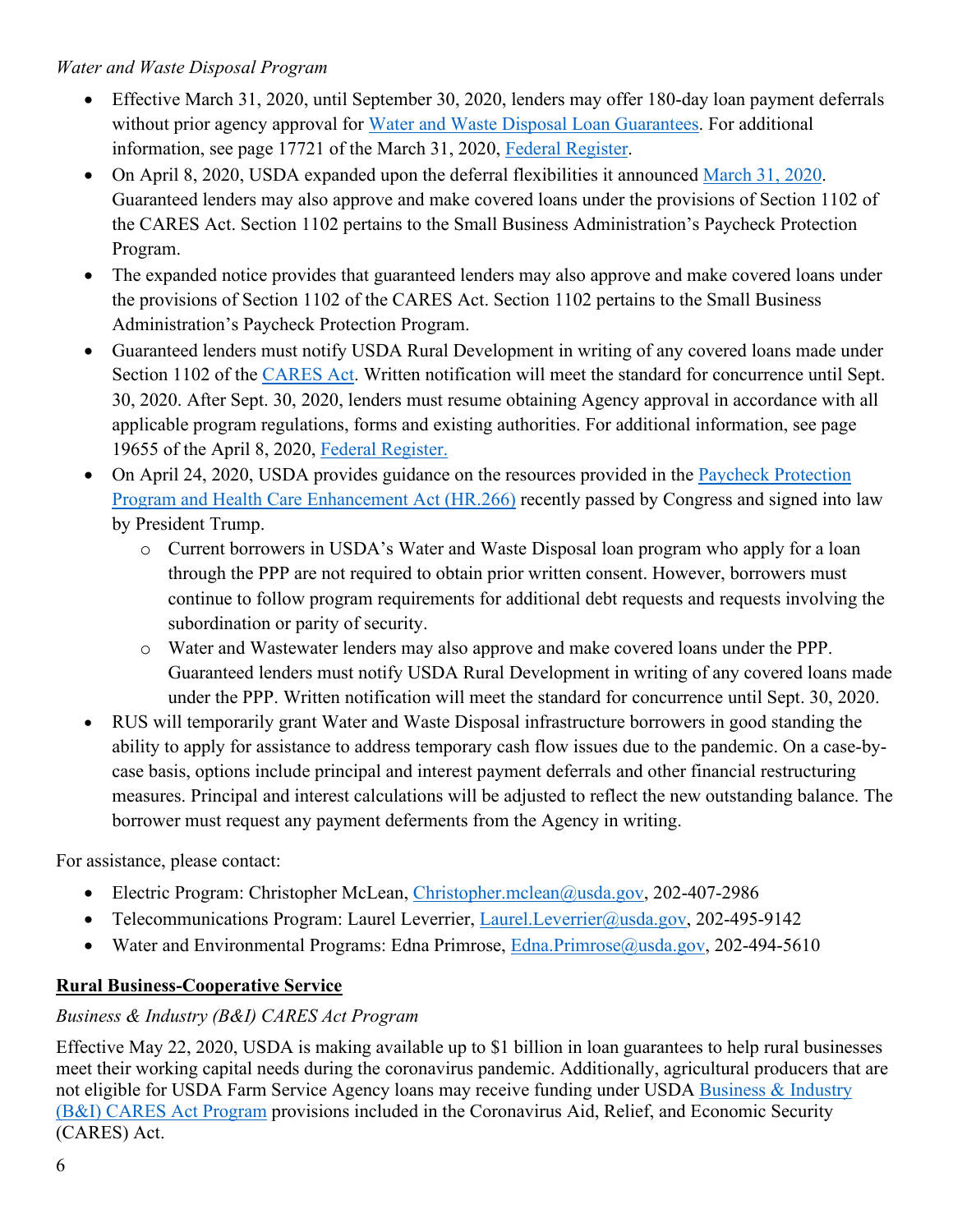*Water and Waste Disposal Program*

- Effective March 31, 2020, until September 30, 2020, lenders may offer 180-day loan payment deferrals without prior agency approval for Water and Waste Disposal Loan Guarantees. For additional information, see page 17721 of the March 31, 2020, Federal Register.
- On April 8, 2020, USDA expanded upon the deferral flexibilities it announced March 31, 2020. Guaranteed lenders may also approve and make covered loans under the provisions of Section 1102 of the CARES Act. Section 1102 pertains to the Small Business Administration's Paycheck Protection Program.
- The expanded notice provides that guaranteed lenders may also approve and make covered loans under the provisions of Section 1102 of the CARES Act. Section 1102 pertains to the Small Business Administration's Paycheck Protection Program.
- Guaranteed lenders must notify USDA Rural Development in writing of any covered loans made under Section 1102 of the CARES Act. Written notification will meet the standard for concurrence until Sept. 30, 2020. After Sept. 30, 2020, lenders must resume obtaining Agency approval in accordance with all applicable program regulations, forms and existing authorities. For additional information, see page 19655 of the April 8, 2020, Federal Register.
- On April 24, 2020, USDA provides guidance on the resources provided in the Paycheck Protection Program and Health Care Enhancement Act (HR.266) recently passed by Congress and signed into law by President Trump.
  - Current borrowers in USDA's Water and Waste Disposal loan program who apply for a loan through the PPP are not required to obtain prior written consent. However, borrowers must continue to follow program requirements for additional debt requests and requests involving the subordination or parity of security.
  - Water and Wastewater lenders may also approve and make covered loans under the PPP. Guaranteed lenders must notify USDA Rural Development in writing of any covered loans made under the PPP. Written notification will meet the standard for concurrence until Sept. 30, 2020.
- RUS will temporarily grant Water and Waste Disposal infrastructure borrowers in good standing the ability to apply for assistance to address temporary cash flow issues due to the pandemic. On a case-by-case basis, options include principal and interest payment deferrals and other financial restructuring measures. Principal and interest calculations will be adjusted to reflect the new outstanding balance. The borrower must request any payment deferments from the Agency in writing.

For assistance, please contact:

- Electric Program: Christopher McLean, Christopher.mclean@usda.gov, 202-407-2986
- Telecommunications Program: Laurel Leverrier, Laurel.Leverrier@usda.gov, 202-495-9142
- Water and Environmental Programs: Edna Primrose, Edna.Primrose@usda.gov, 202-494-5610

## Rural Business-Cooperative Service

*Business & Industry (B&I) CARES Act Program*

Effective May 22, 2020, USDA is making available up to $1 billion in loan guarantees to help rural businesses meet their working capital needs during the coronavirus pandemic. Additionally, agricultural producers that are not eligible for USDA Farm Service Agency loans may receive funding under USDA Business & Industry (B&I) CARES Act Program provisions included in the Coronavirus Aid, Relief, and Economic Security (CARES) Act.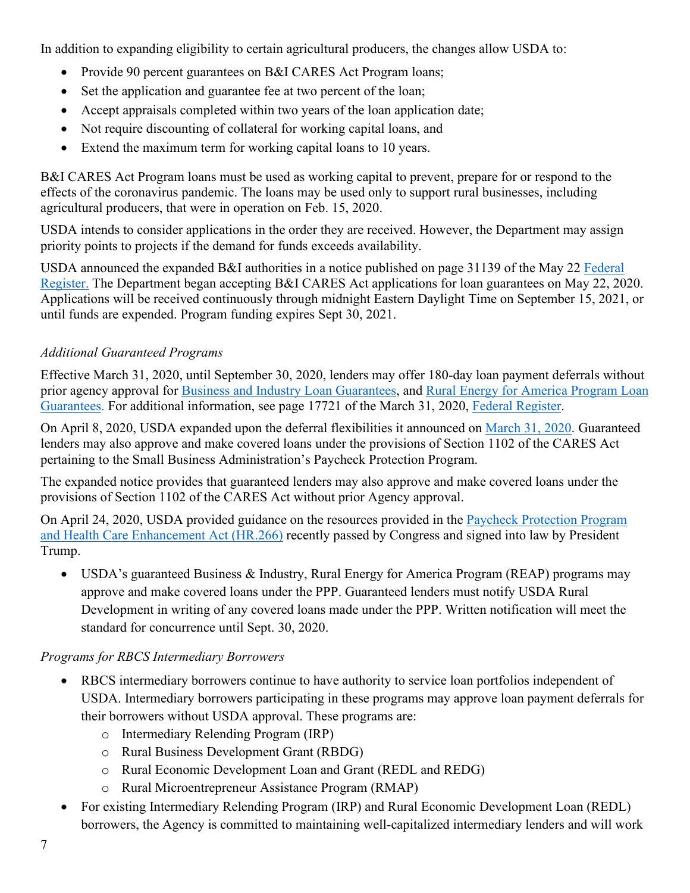In addition to expanding eligibility to certain agricultural producers, the changes allow USDA to:

- Provide 90 percent guarantees on B&I CARES Act Program loans;
- Set the application and guarantee fee at two percent of the loan;
- Accept appraisals completed within two years of the loan application date;
- Not require discounting of collateral for working capital loans, and
- Extend the maximum term for working capital loans to 10 years.

B&I CARES Act Program loans must be used as working capital to prevent, prepare for or respond to the effects of the coronavirus pandemic. The loans may be used only to support rural businesses, including agricultural producers, that were in operation on Feb. 15, 2020.

USDA intends to consider applications in the order they are received. However, the Department may assign priority points to projects if the demand for funds exceeds availability.

USDA announced the expanded B&I authorities in a notice published on page 31139 of the May 22 Federal Register. The Department began accepting B&I CARES Act applications for loan guarantees on May 22, 2020. Applications will be received continuously through midnight Eastern Daylight Time on September 15, 2021, or until funds are expended. Program funding expires Sept 30, 2021.

*Additional Guaranteed Programs*

Effective March 31, 2020, until September 30, 2020, lenders may offer 180-day loan payment deferrals without prior agency approval for Business and Industry Loan Guarantees, and Rural Energy for America Program Loan Guarantees. For additional information, see page 17721 of the March 31, 2020, Federal Register.

On April 8, 2020, USDA expanded upon the deferral flexibilities it announced on March 31, 2020. Guaranteed lenders may also approve and make covered loans under the provisions of Section 1102 of the CARES Act pertaining to the Small Business Administration's Paycheck Protection Program.

The expanded notice provides that guaranteed lenders may also approve and make covered loans under the provisions of Section 1102 of the CARES Act without prior Agency approval.

On April 24, 2020, USDA provided guidance on the resources provided in the Paycheck Protection Program and Health Care Enhancement Act (HR.266) recently passed by Congress and signed into law by President Trump.

- USDA's guaranteed Business & Industry, Rural Energy for America Program (REAP) programs may approve and make covered loans under the PPP. Guaranteed lenders must notify USDA Rural Development in writing of any covered loans made under the PPP. Written notification will meet the standard for concurrence until Sept. 30, 2020.

*Programs for RBCS Intermediary Borrowers*

- RBCS intermediary borrowers continue to have authority to service loan portfolios independent of USDA. Intermediary borrowers participating in these programs may approve loan payment deferrals for their borrowers without USDA approval. These programs are:
  - Intermediary Relending Program (IRP)
  - Rural Business Development Grant (RBDG)
  - Rural Economic Development Loan and Grant (REDL and REDG)
  - Rural Microentrepreneur Assistance Program (RMAP)
- For existing Intermediary Relending Program (IRP) and Rural Economic Development Loan (REDL) borrowers, the Agency is committed to maintaining well-capitalized intermediary lenders and will work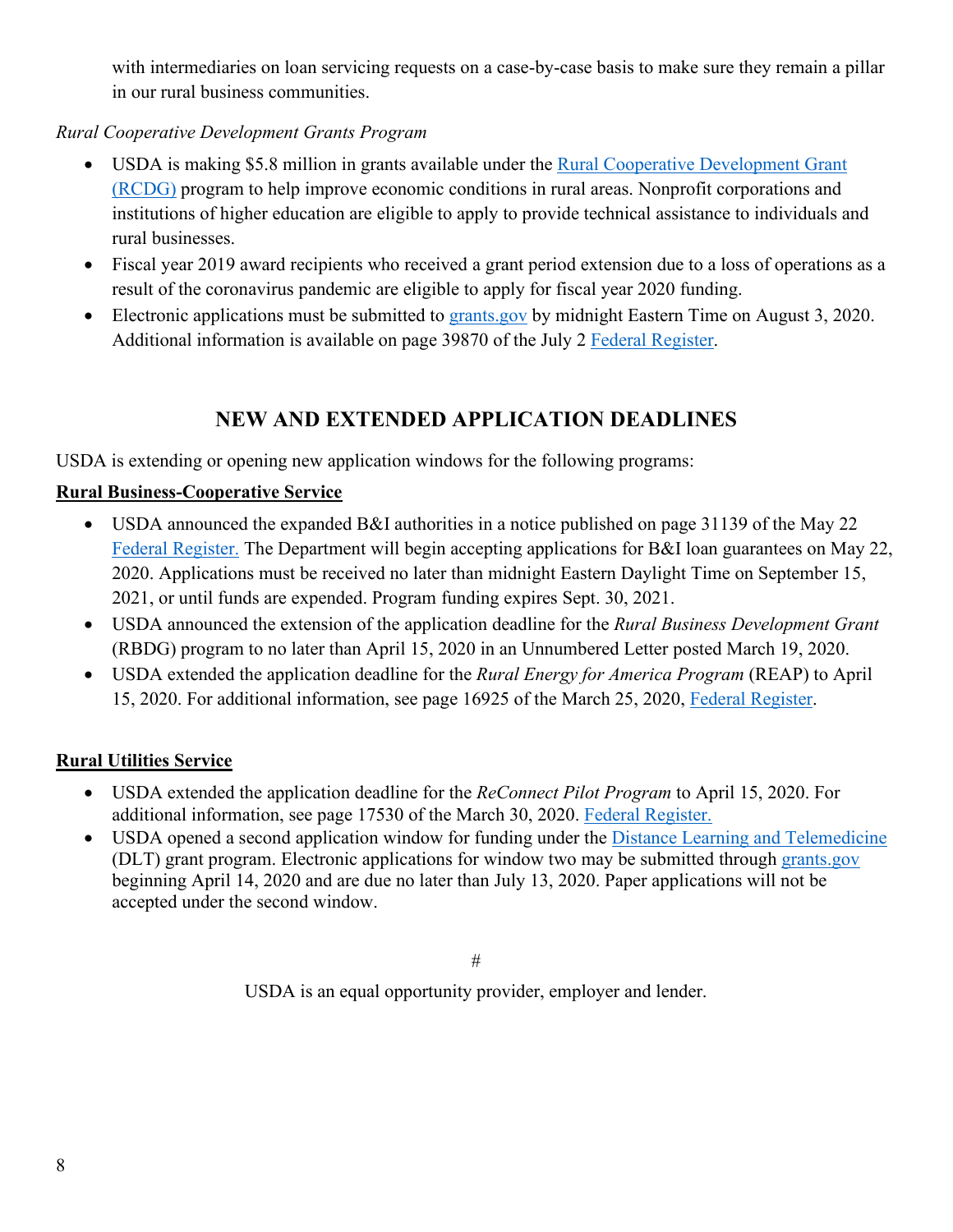with intermediaries on loan servicing requests on a case-by-case basis to make sure they remain a pillar in our rural business communities.

*Rural Cooperative Development Grants Program*

- USDA is making $5.8 million in grants available under the [Rural Cooperative Development Grant (RCDG)]() program to help improve economic conditions in rural areas. Nonprofit corporations and institutions of higher education are eligible to apply to provide technical assistance to individuals and rural businesses.
- Fiscal year 2019 award recipients who received a grant period extension due to a loss of operations as a result of the coronavirus pandemic are eligible to apply for fiscal year 2020 funding.
- Electronic applications must be submitted to [grants.gov]() by midnight Eastern Time on August 3, 2020. Additional information is available on page 39870 of the July 2 [Federal Register]().

## NEW AND EXTENDED APPLICATION DEADLINES

USDA is extending or opening new application windows for the following programs:

**Rural Business-Cooperative Service**

- USDA announced the expanded B&I authorities in a notice published on page 31139 of the May 22 [Federal Register.]() The Department will begin accepting applications for B&I loan guarantees on May 22, 2020. Applications must be received no later than midnight Eastern Daylight Time on September 15, 2021, or until funds are expended. Program funding expires Sept. 30, 2021.
- USDA announced the extension of the application deadline for the *Rural Business Development Grant* (RBDG) program to no later than April 15, 2020 in an Unnumbered Letter posted March 19, 2020.
- USDA extended the application deadline for the *Rural Energy for America Program* (REAP) to April 15, 2020. For additional information, see page 16925 of the March 25, 2020, [Federal Register]().

**Rural Utilities Service**

- USDA extended the application deadline for the *ReConnect Pilot Program* to April 15, 2020. For additional information, see page 17530 of the March 30, 2020. [Federal Register.]()
- USDA opened a second application window for funding under the [Distance Learning and Telemedicine]() (DLT) grant program. Electronic applications for window two may be submitted through [grants.gov]() beginning April 14, 2020 and are due no later than July 13, 2020. Paper applications will not be accepted under the second window.

#

USDA is an equal opportunity provider, employer and lender.